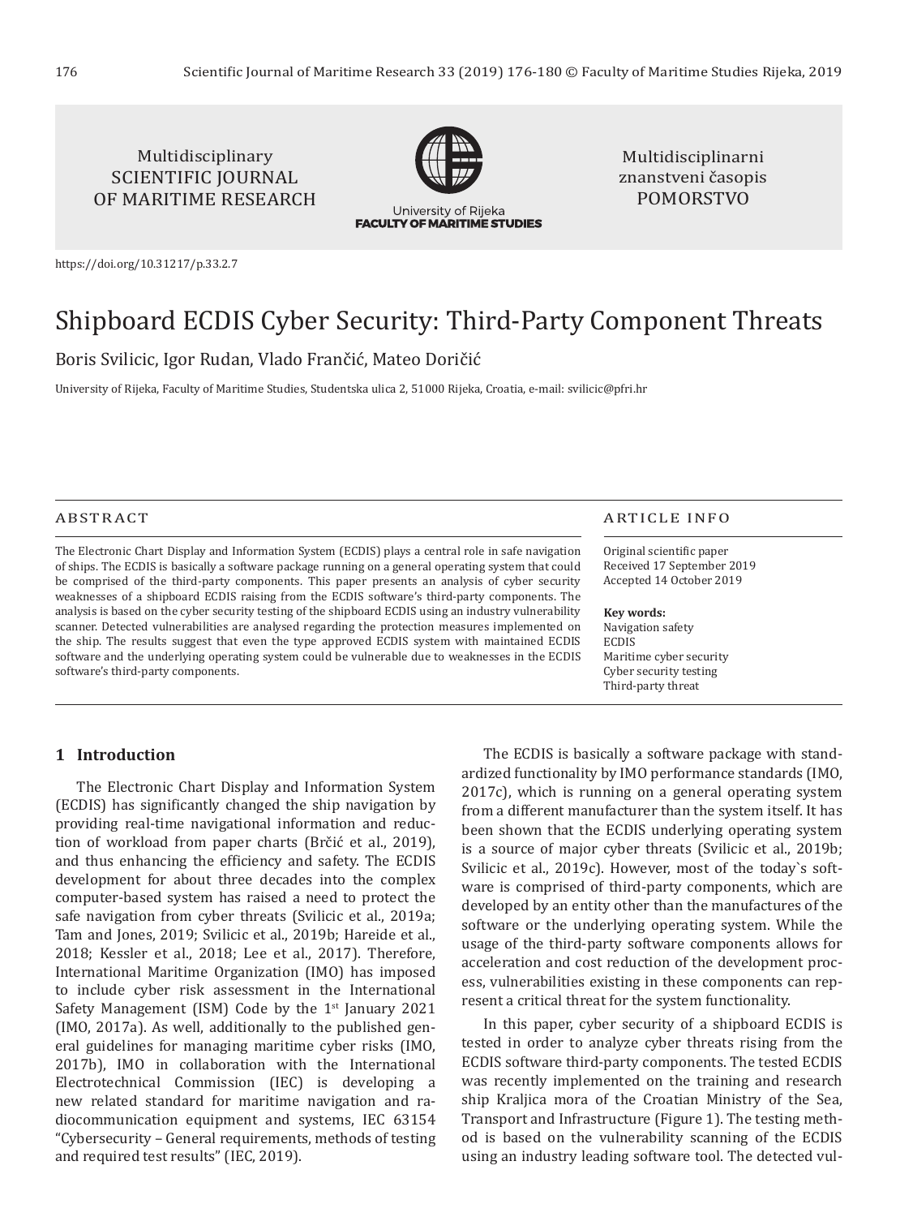Multidisciplinary SCIENTIFIC JOURNAL OF MAritime RESEARCH

University of Rijeka FACULTY OF MARITIME STUDIES

Multidisciplinarni znanstveni časopis POMORSTVO

https://doi.org/10.31217/p.33.2.7

# Shipboard ECDIS Cyber Security: Third-Party Component Threats

Boris Svilicic, Igor Rudan, Vlado Frančić, Mateo Doričić

University of Rijeka, Faculty of Maritime Studies, Studentska ulica 2, 51000 Rijeka, Croatia, e-mail: svilicic@pfri.hr

## ABSTRACT

The Electronic Chart Display and Information System (ECDIS) plays a central role in safe navigation of ships. The ECDIS is basically a software package running on a general operating system that could be comprised of the third-party components. This paper presents an analysis of cyber security weaknesses of a shipboard ECDIS raising from the ECDIS software's third-party components. The analysis is based on the cyber security testing of the shipboard ECDIS using an industry vulnerability scanner. Detected vulnerabilities are analysed regarding the protection measures implemented on the ship. The results suggest that even the type approved ECDIS system with maintained ECDIS software and the underlying operating system could be vulnerable due to weaknesses in the ECDIS software's third-party components.

## ARTICLE INFO

Original scientific paper
Received 17 September 2019
Accepted 14 October 2019

**Key words:**
Navigation safety
ECDIS
Maritime cyber security
Cyber security testing
Third-party threat

## 1 Introduction

The Electronic Chart Display and Information System (ECDIS) has significantly changed the ship navigation by providing real-time navigational information and reduction of workload from paper charts (Brčić et al., 2019), and thus enhancing the efficiency and safety. The ECDIS development for about three decades into the complex computer-based system has raised a need to protect the safe navigation from cyber threats (Svilicic et al., 2019a; Tam and Jones, 2019; Svilicic et al., 2019b; Hareide et al., 2018; Kessler et al., 2018; Lee et al., 2017). Therefore, International Maritime Organization (IMO) has imposed to include cyber risk assessment in the International Safety Management (ISM) Code by the 1st January 2021 (IMO, 2017a). As well, additionally to the published general guidelines for managing maritime cyber risks (IMO, 2017b), IMO in collaboration with the International Electrotechnical Commission (IEC) is developing a new related standard for maritime navigation and radiocommunication equipment and systems, IEC 63154 "Cybersecurity – General requirements, methods of testing and required test results" (IEC, 2019).

The ECDIS is basically a software package with standardized functionality by IMO performance standards (IMO, 2017c), which is running on a general operating system from a different manufacturer than the system itself. It has been shown that the ECDIS underlying operating system is a source of major cyber threats (Svilicic et al., 2019b; Svilicic et al., 2019c). However, most of the today`s software is comprised of third-party components, which are developed by an entity other than the manufactures of the software or the underlying operating system. While the usage of the third-party software components allows for acceleration and cost reduction of the development process, vulnerabilities existing in these components can represent a critical threat for the system functionality.

In this paper, cyber security of a shipboard ECDIS is tested in order to analyze cyber threats rising from the ECDIS software third-party components. The tested ECDIS was recently implemented on the training and research ship Kraljica mora of the Croatian Ministry of the Sea, Transport and Infrastructure (Figure 1). The testing method is based on the vulnerability scanning of the ECDIS using an industry leading software tool. The detected vul-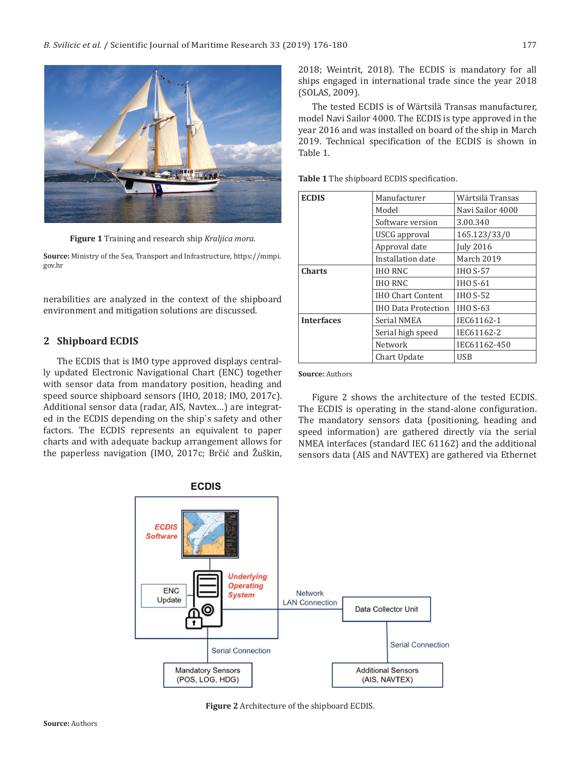Figure 1 Training and research ship *Kraljica mora*.

**Source:** Ministry of the Sea, Transport and Infrastructure, https://mmpi.gov.hr

nerabilities are analyzed in the context of the shipboard environment and mitigation solutions are discussed.

## 2 Shipboard ECDIS

The ECDIS that is IMO type approved displays centrally updated Electronic Navigational Chart (ENC) together with sensor data from mandatory position, heading and speed source shipboard sensors (IHO, 2018; IMO, 2017c). Additional sensor data (radar, AIS, Navtex...) are integrated in the ECDIS depending on the ship`s safety and other factors. The ECDIS represents an equivalent to paper charts and with adequate backup arrangement allows for the paperless navigation (IMO, 2017c; Brčić and Žuškin, 2018; Weintrit, 2018). The ECDIS is mandatory for all ships engaged in international trade since the year 2018 (SOLAS, 2009).

The tested ECDIS is of Wärtsilä Transas manufacturer, model Navi Sailor 4000. The ECDIS is type approved in the year 2016 and was installed on board of the ship in March 2019. Technical specification of the ECDIS is shown in Table 1.

**Table 1** The shipboard ECDIS specification.

| | | |
|---|---|---|
| **ECDIS** | Manufacturer | Wärtsilä Transas |
| | Model | Navi Sailor 4000 |
| | Software version | 3.00.340 |
| | USCG approval | 165.123/33/0 |
| | Approval date | July 2016 |
| | Installation date | March 2019 |
| **Charts** | IHO RNC | IHO S-57 |
| | IHO RNC | IHO S-61 |
| | IHO Chart Content | IHO S-52 |
| | IHO Data Protection | IHO S-63 |
| **Interfaces** | Serial NMEA | IEC61162-1 |
| | Serial high speed | IEC61162-2 |
| | Network | IEC61162-450 |
| | Chart Update | USB |

**Source:** Authors

Figure 2 shows the architecture of the tested ECDIS. The ECDIS is operating in the stand-alone configuration. The mandatory sensors data (positioning, heading and speed information) are gathered directly via the serial NMEA interfaces (standard IEC 61162) and the additional sensors data (AIS and NAVTEX) are gathered via Ethernet

Figure 2 Architecture of the shipboard ECDIS.

**Source:** Authors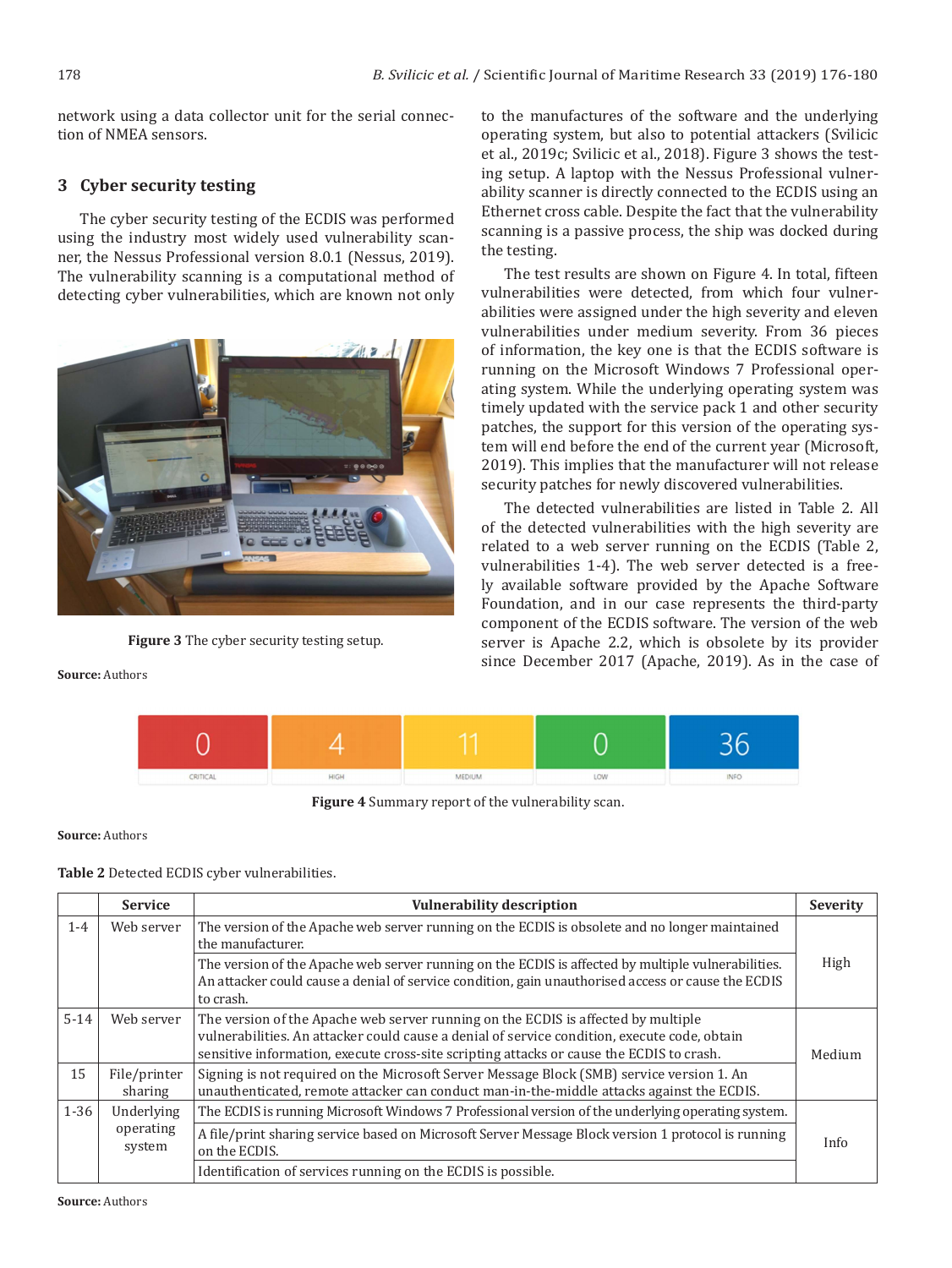network using a data collector unit for the serial connection of NMEA sensors.

## 3 Cyber security testing

The cyber security testing of the ECDIS was performed using the industry most widely used vulnerability scanner, the Nessus Professional version 8.0.1 (Nessus, 2019). The vulnerability scanning is a computational method of detecting cyber vulnerabilities, which are known not only to the manufactures of the software and the underlying operating system, but also to potential attackers (Svilicic et al., 2019c; Svilicic et al., 2018). Figure 3 shows the testing setup. A laptop with the Nessus Professional vulnerability scanner is directly connected to the ECDIS using an Ethernet cross cable. Despite the fact that the vulnerability scanning is a passive process, the ship was docked during the testing.

**Figure 3** The cyber security testing setup.

**Source:** Authors

The test results are shown on Figure 4. In total, fifteen vulnerabilities were detected, from which four vulnerabilities were assigned under the high severity and eleven vulnerabilities under medium severity. From 36 pieces of information, the key one is that the ECDIS software is running on the Microsoft Windows 7 Professional operating system. While the underlying operating system was timely updated with the service pack 1 and other security patches, the support for this version of the operating system will end before the end of the current year (Microsoft, 2019). This implies that the manufacturer will not release security patches for newly discovered vulnerabilities.

The detected vulnerabilities are listed in Table 2. All of the detected vulnerabilities with the high severity are related to a web server running on the ECDIS (Table 2, vulnerabilities 1-4). The web server detected is a freely available software provided by the Apache Software Foundation, and in our case represents the third-party component of the ECDIS software. The version of the web server is Apache 2.2, which is obsolete by its provider since December 2017 (Apache, 2019). As in the case of

| 0 | 4 | 11 | 0 | 36 |
|---|---|---|---|---|
| CRITICAL | HIGH | MEDIUM | LOW | INFO |

**Figure 4** Summary report of the vulnerability scan.

**Source:** Authors

**Table 2** Detected ECDIS cyber vulnerabilities.

| | Service | Vulnerability description | Severity |
|---|---|---|---|
| 1-4 | Web server | The version of the Apache web server running on the ECDIS is obsolete and no longer maintained the manufacturer. | High |
| | | The version of the Apache web server running on the ECDIS is affected by multiple vulnerabilities. An attacker could cause a denial of service condition, gain unauthorised access or cause the ECDIS to crash. | |
| 5-14 | Web server | The version of the Apache web server running on the ECDIS is affected by multiple vulnerabilities. An attacker could cause a denial of service condition, execute code, obtain sensitive information, execute cross-site scripting attacks or cause the ECDIS to crash. | Medium |
| 15 | File/printer sharing | Signing is not required on the Microsoft Server Message Block (SMB) service version 1. An unauthenticated, remote attacker can conduct man-in-the-middle attacks against the ECDIS. | |
| 1-36 | Underlying operating system | The ECDIS is running Microsoft Windows 7 Professional version of the underlying operating system. | Info |
| | | A file/print sharing service based on Microsoft Server Message Block version 1 protocol is running on the ECDIS. | |
| | | Identification of services running on the ECDIS is possible. | |

**Source:** Authors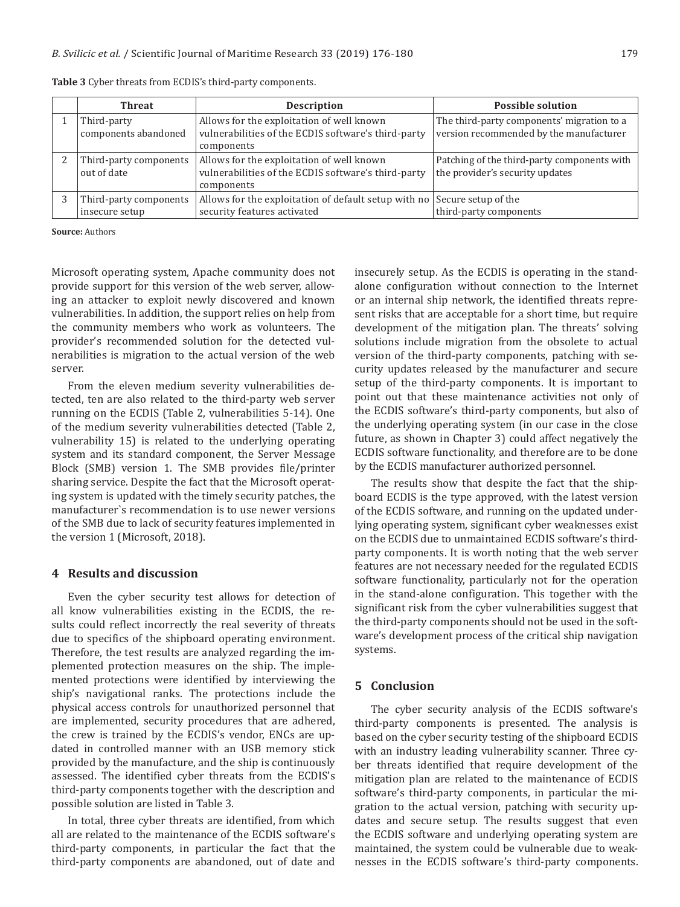**Table 3** Cyber threats from ECDIS's third-party components.

| | Threat | Description | Possible solution |
|---|---|---|---|
| 1 | Third-party components abandoned | Allows for the exploitation of well known vulnerabilities of the ECDIS software's third-party components | The third-party components' migration to a version recommended by the manufacturer |
| 2 | Third-party components out of date | Allows for the exploitation of well known vulnerabilities of the ECDIS software's third-party components | Patching of the third-party components with the provider's security updates |
| 3 | Third-party components insecure setup | Allows for the exploitation of default setup with no security features activated | Secure setup of the third-party components |

**Source:** Authors

Microsoft operating system, Apache community does not provide support for this version of the web server, allowing an attacker to exploit newly discovered and known vulnerabilities. In addition, the support relies on help from the community members who work as volunteers. The provider's recommended solution for the detected vulnerabilities is migration to the actual version of the web server.

From the eleven medium severity vulnerabilities detected, ten are also related to the third-party web server running on the ECDIS (Table 2, vulnerabilities 5-14). One of the medium severity vulnerabilities detected (Table 2, vulnerability 15) is related to the underlying operating system and its standard component, the Server Message Block (SMB) version 1. The SMB provides file/printer sharing service. Despite the fact that the Microsoft operating system is updated with the timely security patches, the manufacturer`s recommendation is to use newer versions of the SMB due to lack of security features implemented in the version 1 (Microsoft, 2018).

## 4 Results and discussion

Even the cyber security test allows for detection of all know vulnerabilities existing in the ECDIS, the results could reflect incorrectly the real severity of threats due to specifics of the shipboard operating environment. Therefore, the test results are analyzed regarding the implemented protection measures on the ship. The implemented protections were identified by interviewing the ship's navigational ranks. The protections include the physical access controls for unauthorized personnel that are implemented, security procedures that are adhered, the crew is trained by the ECDIS's vendor, ENCs are updated in controlled manner with an USB memory stick provided by the manufacture, and the ship is continuously assessed. The identified cyber threats from the ECDIS's third-party components together with the description and possible solution are listed in Table 3.

In total, three cyber threats are identified, from which all are related to the maintenance of the ECDIS software's third-party components, in particular the fact that the third-party components are abandoned, out of date and insecurely setup. As the ECDIS is operating in the standalone configuration without connection to the Internet or an internal ship network, the identified threats represent risks that are acceptable for a short time, but require development of the mitigation plan. The threats' solving solutions include migration from the obsolete to actual version of the third-party components, patching with security updates released by the manufacturer and secure setup of the third-party components. It is important to point out that these maintenance activities not only of the ECDIS software's third-party components, but also of the underlying operating system (in our case in the close future, as shown in Chapter 3) could affect negatively the ECDIS software functionality, and therefore are to be done by the ECDIS manufacturer authorized personnel.

The results show that despite the fact that the shipboard ECDIS is the type approved, with the latest version of the ECDIS software, and running on the updated underlying operating system, significant cyber weaknesses exist on the ECDIS due to unmaintained ECDIS software's third-party components. It is worth noting that the web server features are not necessary needed for the regulated ECDIS software functionality, particularly not for the operation in the stand-alone configuration. This together with the significant risk from the cyber vulnerabilities suggest that the third-party components should not be used in the software's development process of the critical ship navigation systems.

## 5 Conclusion

The cyber security analysis of the ECDIS software's third-party components is presented. The analysis is based on the cyber security testing of the shipboard ECDIS with an industry leading vulnerability scanner. Three cyber threats identified that require development of the mitigation plan are related to the maintenance of ECDIS software's third-party components, in particular the migration to the actual version, patching with security updates and secure setup. The results suggest that even the ECDIS software and underlying operating system are maintained, the system could be vulnerable due to weaknesses in the ECDIS software's third-party components.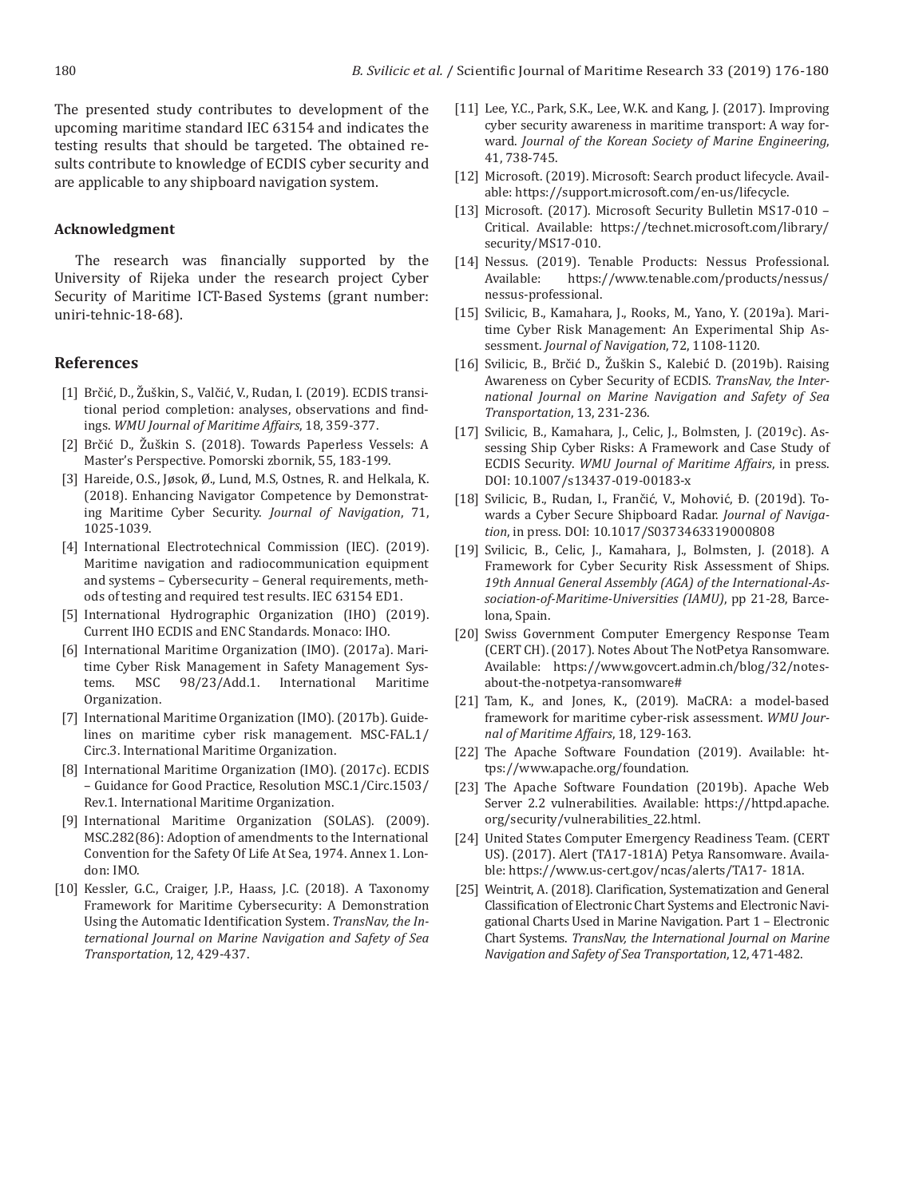The presented study contributes to development of the upcoming maritime standard IEC 63154 and indicates the testing results that should be targeted. The obtained results contribute to knowledge of ECDIS cyber security and are applicable to any shipboard navigation system.

### Acknowledgment

The research was financially supported by the University of Rijeka under the research project Cyber Security of Maritime ICT-Based Systems (grant number: uniri-tehnic-18-68).

## References

[1] Brčić, D., Žuškin, S., Valčić, V., Rudan, I. (2019). ECDIS transitional period completion: analyses, observations and findings. *WMU Journal of Maritime Affairs*, 18, 359-377.

[2] Brčić D., Žuškin S. (2018). Towards Paperless Vessels: A Master's Perspective. Pomorski zbornik, 55, 183-199.

[3] Hareide, O.S., Jøsok, Ø., Lund, M.S, Ostnes, R. and Helkala, K. (2018). Enhancing Navigator Competence by Demonstrating Maritime Cyber Security. *Journal of Navigation*, 71, 1025-1039.

[4] International Electrotechnical Commission (IEC). (2019). Maritime navigation and radiocommunication equipment and systems – Cybersecurity – General requirements, methods of testing and required test results. IEC 63154 ED1.

[5] International Hydrographic Organization (IHO) (2019). Current IHO ECDIS and ENC Standards. Monaco: IHO.

[6] International Maritime Organization (IMO). (2017a). Maritime Cyber Risk Management in Safety Management Systems. MSC 98/23/Add.1. International Maritime Organization.

[7] International Maritime Organization (IMO). (2017b). Guidelines on maritime cyber risk management. MSC-FAL.1/Circ.3. International Maritime Organization.

[8] International Maritime Organization (IMO). (2017c). ECDIS – Guidance for Good Practice, Resolution MSC.1/Circ.1503/Rev.1. International Maritime Organization.

[9] International Maritime Organization (SOLAS). (2009). MSC.282(86): Adoption of amendments to the International Convention for the Safety Of Life At Sea, 1974. Annex 1. London: IMO.

[10] Kessler, G.C., Craiger, J.P., Haass, J.C. (2018). A Taxonomy Framework for Maritime Cybersecurity: A Demonstration Using the Automatic Identification System. *TransNav, the International Journal on Marine Navigation and Safety of Sea Transportation*, 12, 429-437.

[11] Lee, Y.C., Park, S.K., Lee, W.K. and Kang, J. (2017). Improving cyber security awareness in maritime transport: A way forward. *Journal of the Korean Society of Marine Engineering*, 41, 738-745.

[12] Microsoft. (2019). Microsoft: Search product lifecycle. Available: https://support.microsoft.com/en-us/lifecycle.

[13] Microsoft. (2017). Microsoft Security Bulletin MS17-010 – Critical. Available: https://technet.microsoft.com/library/security/MS17-010.

[14] Nessus. (2019). Tenable Products: Nessus Professional. Available: https://www.tenable.com/products/nessus/nessus-professional.

[15] Svilicic, B., Kamahara, J., Rooks, M., Yano, Y. (2019a). Maritime Cyber Risk Management: An Experimental Ship Assessment. *Journal of Navigation*, 72, 1108-1120.

[16] Svilicic, B., Brčić D., Žuškin S., Kalebić D. (2019b). Raising Awareness on Cyber Security of ECDIS. *TransNav, the International Journal on Marine Navigation and Safety of Sea Transportation*, 13, 231-236.

[17] Svilicic, B., Kamahara, J., Celic, J., Bolmsten, J. (2019c). Assessing Ship Cyber Risks: A Framework and Case Study of ECDIS Security. *WMU Journal of Maritime Affairs*, in press. DOI: 10.1007/s13437-019-00183-x

[18] Svilicic, B., Rudan, I., Frančić, V., Mohović, Đ. (2019d). Towards a Cyber Secure Shipboard Radar. *Journal of Navigation*, in press. DOI: 10.1017/S0373463319000808

[19] Svilicic, B., Celic, J., Kamahara, J., Bolmsten, J. (2018). A Framework for Cyber Security Risk Assessment of Ships. *19th Annual General Assembly (AGA) of the International-Association-of-Maritime-Universities (IAMU)*, pp 21-28, Barcelona, Spain.

[20] Swiss Government Computer Emergency Response Team (CERT CH). (2017). Notes About The NotPetya Ransomware. Available: https://www.govcert.admin.ch/blog/32/notes-about-the-notpetya-ransomware#

[21] Tam, K., and Jones, K., (2019). MaCRA: a model-based framework for maritime cyber-risk assessment. *WMU Journal of Maritime Affairs*, 18, 129-163.

[22] The Apache Software Foundation (2019). Available: https://www.apache.org/foundation.

[23] The Apache Software Foundation (2019b). Apache Web Server 2.2 vulnerabilities. Available: https://httpd.apache.org/security/vulnerabilities_22.html.

[24] United States Computer Emergency Readiness Team. (CERT US). (2017). Alert (TA17-181A) Petya Ransomware. Available: https://www.us-cert.gov/ncas/alerts/TA17- 181A.

[25] Weintrit, A. (2018). Clarification, Systematization and General Classification of Electronic Chart Systems and Electronic Navigational Charts Used in Marine Navigation. Part 1 – Electronic Chart Systems. *TransNav, the International Journal on Marine Navigation and Safety of Sea Transportation*, 12, 471-482.